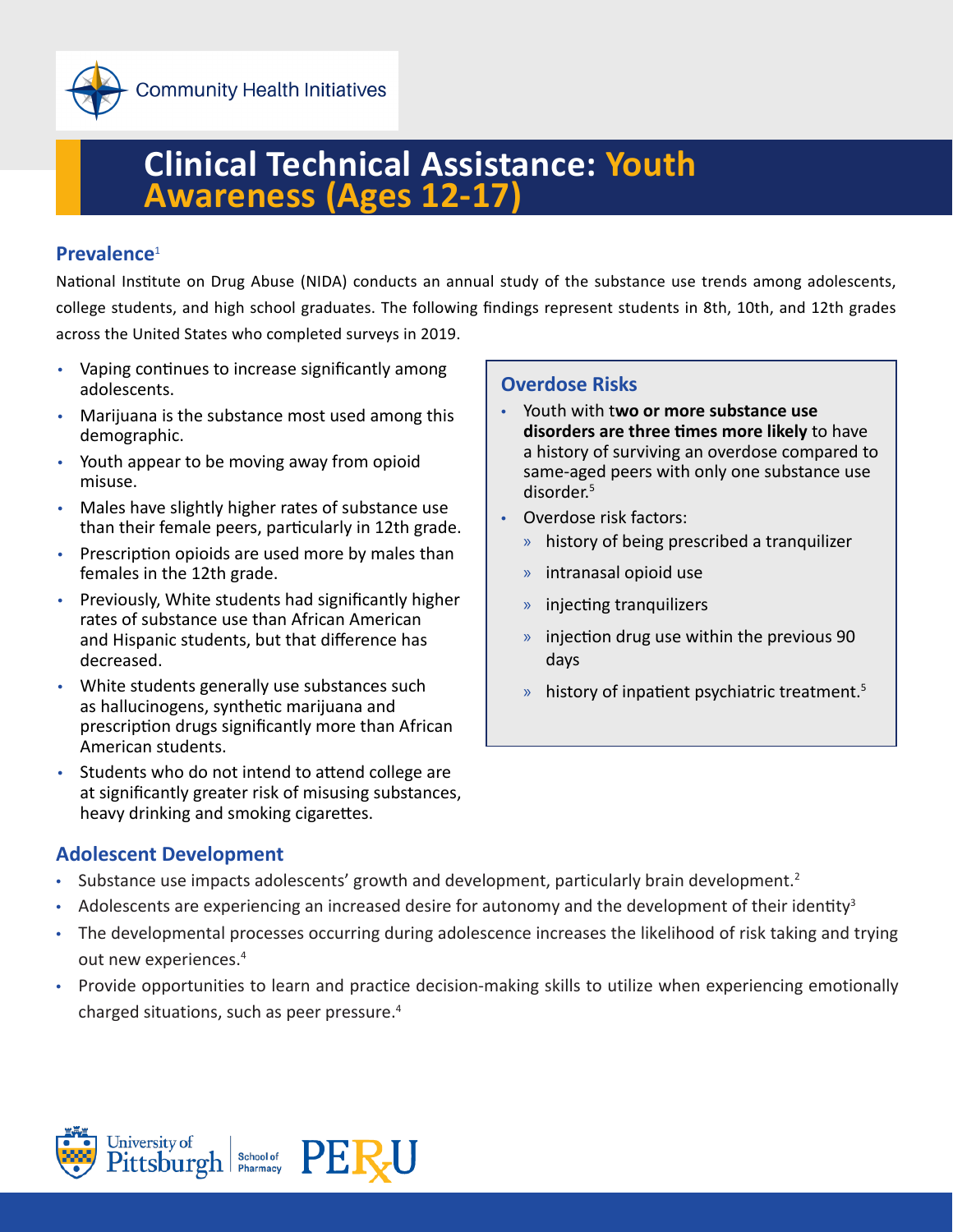Community Health Initiatives

# Clinical Technical Assistance: Youth Awareness (Ages 12-17)

## Prevalence[1]

National Institute on Drug Abuse (NIDA) conducts an annual study of the substance use trends among adolescents, college students, and high school graduates. The following findings represent students in 8th, 10th, and 12th grades across the United States who completed surveys in 2019.

- Vaping continues to increase significantly among adolescents.
- Marijuana is the substance most used among this demographic.
- Youth appear to be moving away from opioid misuse.
- Males have slightly higher rates of substance use than their female peers, particularly in 12th grade.
- Prescription opioids are used more by males than females in the 12th grade.
- Previously, White students had significantly higher rates of substance use than African American and Hispanic students, but that difference has decreased.
- White students generally use substances such as hallucinogens, synthetic marijuana and prescription drugs significantly more than African American students.
- Students who do not intend to attend college are at significantly greater risk of misusing substances, heavy drinking and smoking cigarettes.

### Overdose Risks

- Youth with t**wo or more substance use disorders are three times more likely** to have a history of surviving an overdose compared to same-aged peers with only one substance use disorder.[5]
- Overdose risk factors:
  - history of being prescribed a tranquilizer
  - intranasal opioid use
  - injecting tranquilizers
  - injection drug use within the previous 90 days
  - history of inpatient psychiatric treatment.[5]

## Adolescent Development

- Substance use impacts adolescents' growth and development, particularly brain development.[2]
- Adolescents are experiencing an increased desire for autonomy and the development of their identity[3]
- The developmental processes occurring during adolescence increases the likelihood of risk taking and trying out new experiences.[4]
- Provide opportunities to learn and practice decision-making skills to utilize when experiencing emotionally charged situations, such as peer pressure.[4]

University of Pittsburgh | School of Pharmacy PERU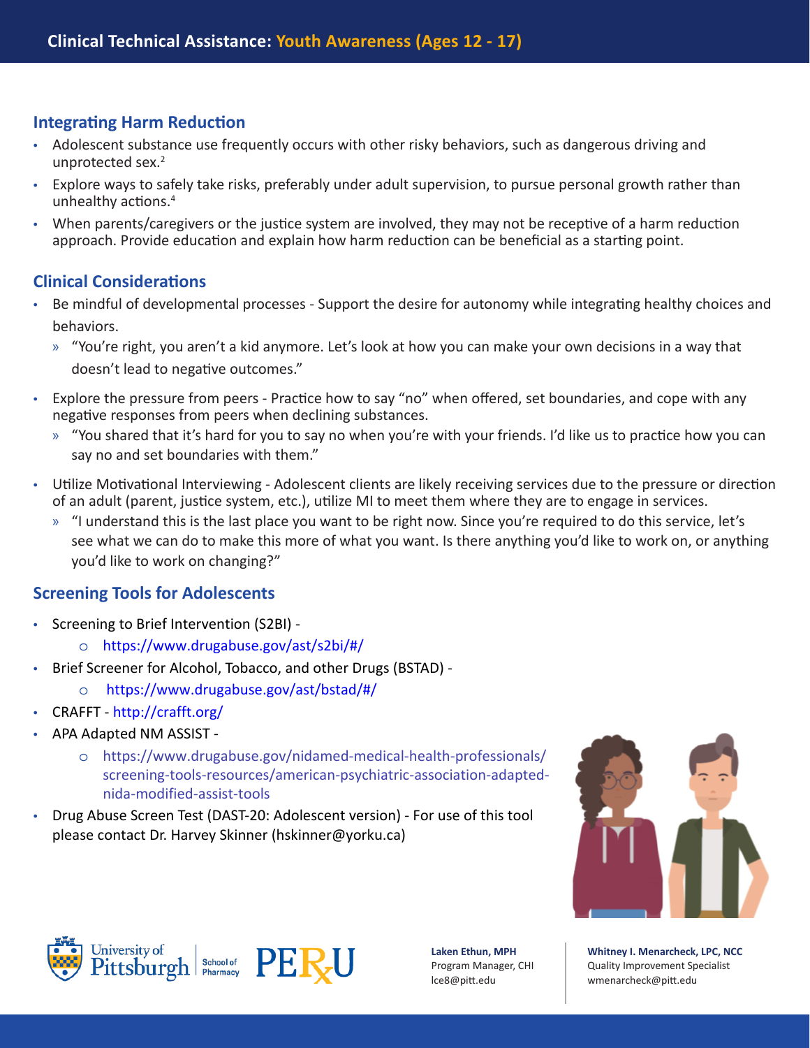## Integrating Harm Reduction

- Adolescent substance use frequently occurs with other risky behaviors, such as dangerous driving and unprotected sex.[2]
- Explore ways to safely take risks, preferably under adult supervision, to pursue personal growth rather than unhealthy actions.[4]
- When parents/caregivers or the justice system are involved, they may not be receptive of a harm reduction approach. Provide education and explain how harm reduction can be beneficial as a starting point.

## Clinical Considerations

- Be mindful of developmental processes - Support the desire for autonomy while integrating healthy choices and behaviors.
  - "You're right, you aren't a kid anymore. Let's look at how you can make your own decisions in a way that doesn't lead to negative outcomes."
- Explore the pressure from peers - Practice how to say "no" when offered, set boundaries, and cope with any negative responses from peers when declining substances.
  - "You shared that it's hard for you to say no when you're with your friends. I'd like us to practice how you can say no and set boundaries with them."
- Utilize Motivational Interviewing - Adolescent clients are likely receiving services due to the pressure or direction of an adult (parent, justice system, etc.), utilize MI to meet them where they are to engage in services.
  - "I understand this is the last place you want to be right now. Since you're required to do this service, let's see what we can do to make this more of what you want. Is there anything you'd like to work on, or anything you'd like to work on changing?"

## Screening Tools for Adolescents

- Screening to Brief Intervention (S2BI) -
  - https://www.drugabuse.gov/ast/s2bi/#/
- Brief Screener for Alcohol, Tobacco, and other Drugs (BSTAD) -
  - https://www.drugabuse.gov/ast/bstad/#/
- CRAFFT - http://crafft.org/
- APA Adapted NM ASSIST -
  - https://www.drugabuse.gov/nidamed-medical-health-professionals/screening-tools-resources/american-psychiatric-association-adapted-nida-modified-assist-tools
- Drug Abuse Screen Test (DAST-20: Adolescent version) - For use of this tool please contact Dr. Harvey Skinner (hskinner@yorku.ca)

University of Pittsburgh School of Pharmacy | PERU

**Laken Ethun, MPH**
Program Manager, CHI
lce8@pitt.edu

**Whitney I. Menarcheck, LPC, NCC**
Quality Improvement Specialist
wmenarcheck@pitt.edu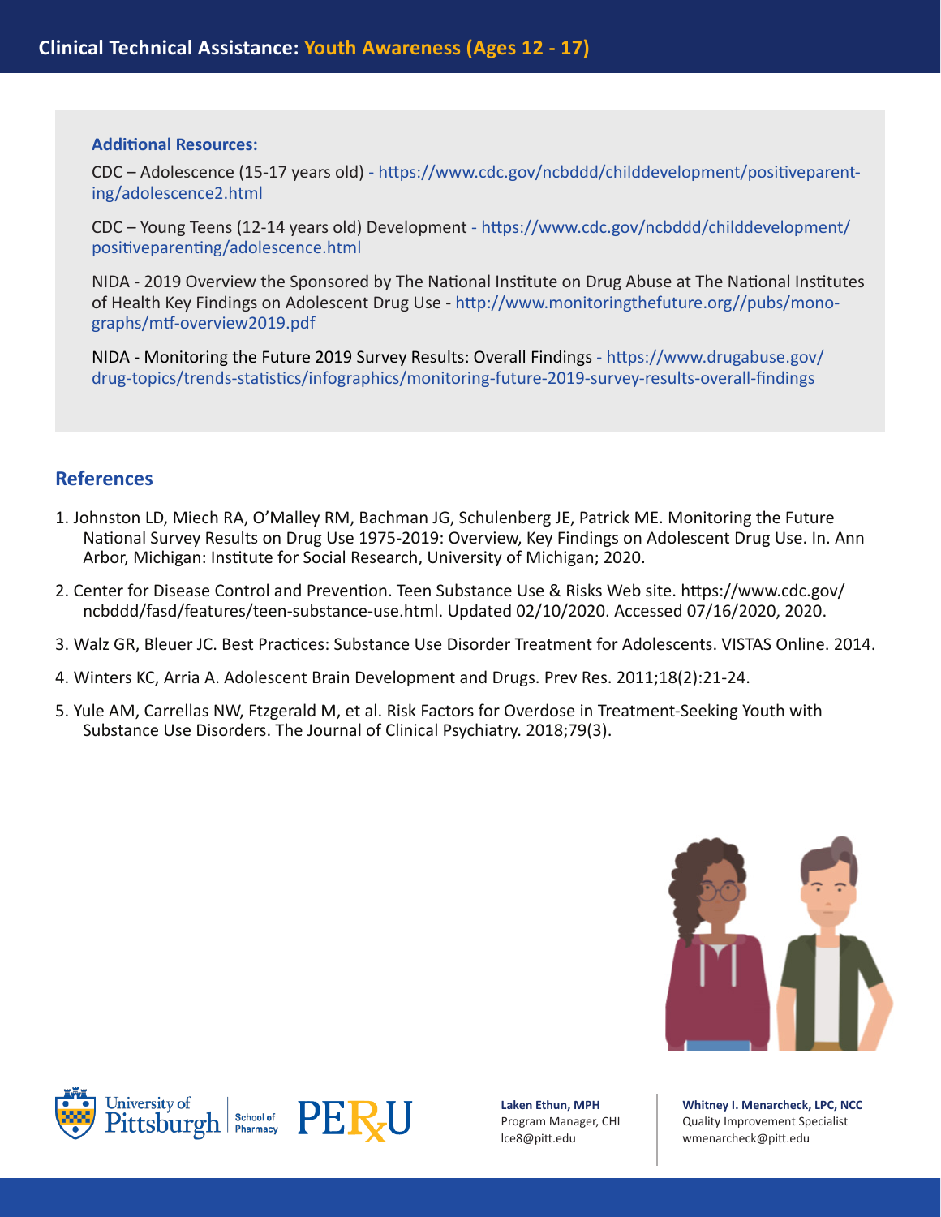**Additional Resources:**

CDC – Adolescence (15-17 years old) - https://www.cdc.gov/ncbddd/childdevelopment/positiveparenting/adolescence2.html

CDC – Young Teens (12-14 years old) Development - https://www.cdc.gov/ncbddd/childdevelopment/positiveparenting/adolescence.html

NIDA - 2019 Overview the Sponsored by The National Institute on Drug Abuse at The National Institutes of Health Key Findings on Adolescent Drug Use - http://www.monitoringthefuture.org//pubs/monographs/mtf-overview2019.pdf

NIDA - Monitoring the Future 2019 Survey Results: Overall Findings - https://www.drugabuse.gov/drug-topics/trends-statistics/infographics/monitoring-future-2019-survey-results-overall-findings

## References

1. Johnston LD, Miech RA, O'Malley RM, Bachman JG, Schulenberg JE, Patrick ME. Monitoring the Future National Survey Results on Drug Use 1975-2019: Overview, Key Findings on Adolescent Drug Use. In. Ann Arbor, Michigan: Institute for Social Research, University of Michigan; 2020.
2. Center for Disease Control and Prevention. Teen Substance Use & Risks Web site. https://www.cdc.gov/ncbddd/fasd/features/teen-substance-use.html. Updated 02/10/2020. Accessed 07/16/2020, 2020.
3. Walz GR, Bleuer JC. Best Practices: Substance Use Disorder Treatment for Adolescents. VISTAS Online. 2014.
4. Winters KC, Arria A. Adolescent Brain Development and Drugs. Prev Res. 2011;18(2):21-24.
5. Yule AM, Carrellas NW, Ftzgerald M, et al. Risk Factors for Overdose in Treatment-Seeking Youth with Substance Use Disorders. The Journal of Clinical Psychiatry. 2018;79(3).

University of Pittsburgh School of Pharmacy PERU

**Laken Ethun, MPH**
Program Manager, CHI
lce8@pitt.edu

**Whitney I. Menarcheck, LPC, NCC**
Quality Improvement Specialist
wmenarcheck@pitt.edu